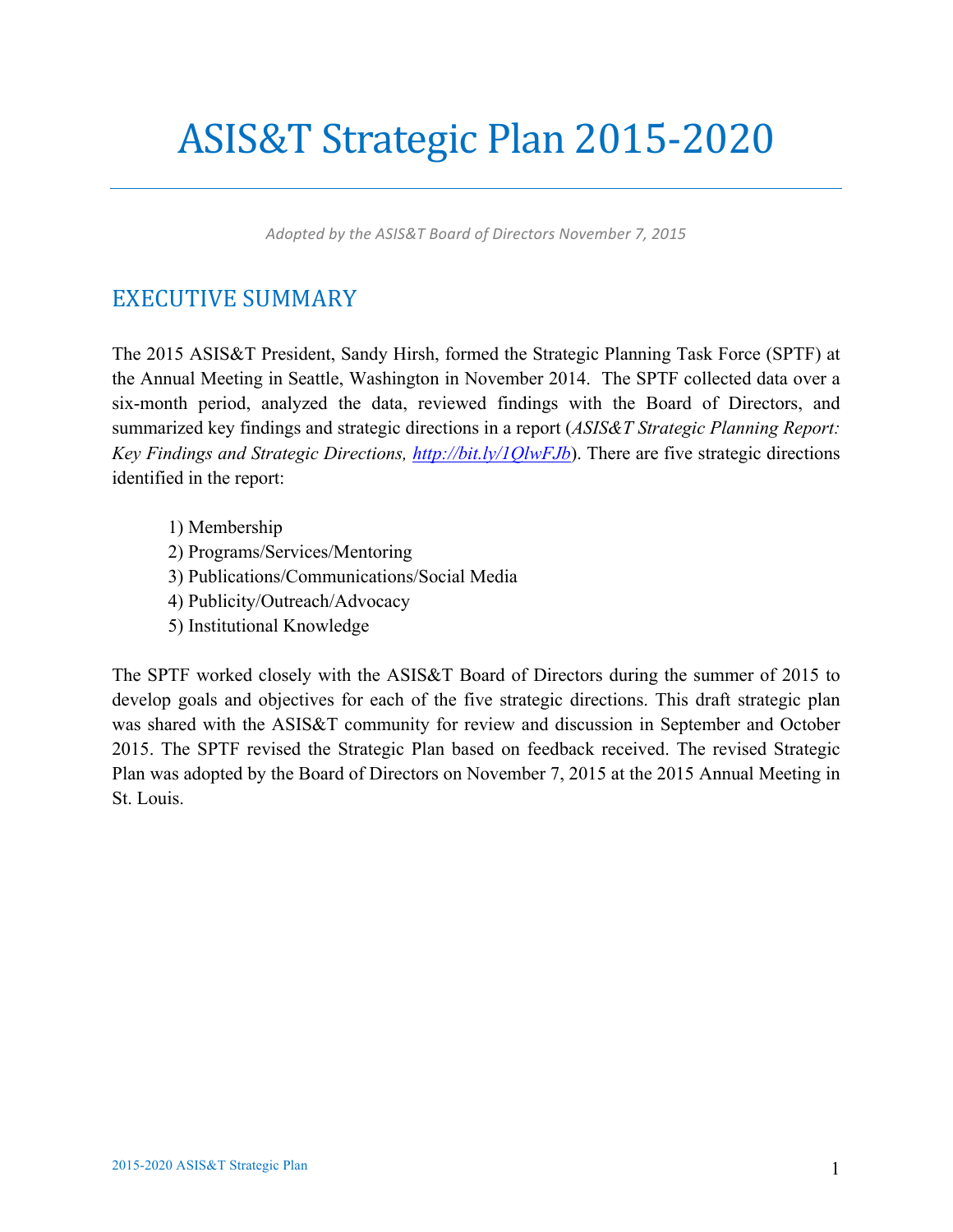# ASIS&T Strategic Plan 2015-2020

*Adopted by the ASIS&T Board of Directors November 7, 2015*

## EXECUTIVE SUMMARY

The 2015 ASIS&T President, Sandy Hirsh, formed the Strategic Planning Task Force (SPTF) at the Annual Meeting in Seattle, Washington in November 2014. The SPTF collected data over a six-month period, analyzed the data, reviewed findings with the Board of Directors, and summarized key findings and strategic directions in a report (*ASIS&T Strategic Planning Report: Key Findings and Strategic Directions,* *http://bit.ly/1QlwFJb*). There are five strategic directions identified in the report:

1) Membership
2) Programs/Services/Mentoring
3) Publications/Communications/Social Media
4) Publicity/Outreach/Advocacy
5) Institutional Knowledge

The SPTF worked closely with the ASIS&T Board of Directors during the summer of 2015 to develop goals and objectives for each of the five strategic directions. This draft strategic plan was shared with the ASIS&T community for review and discussion in September and October 2015. The SPTF revised the Strategic Plan based on feedback received. The revised Strategic Plan was adopted by the Board of Directors on November 7, 2015 at the 2015 Annual Meeting in St. Louis.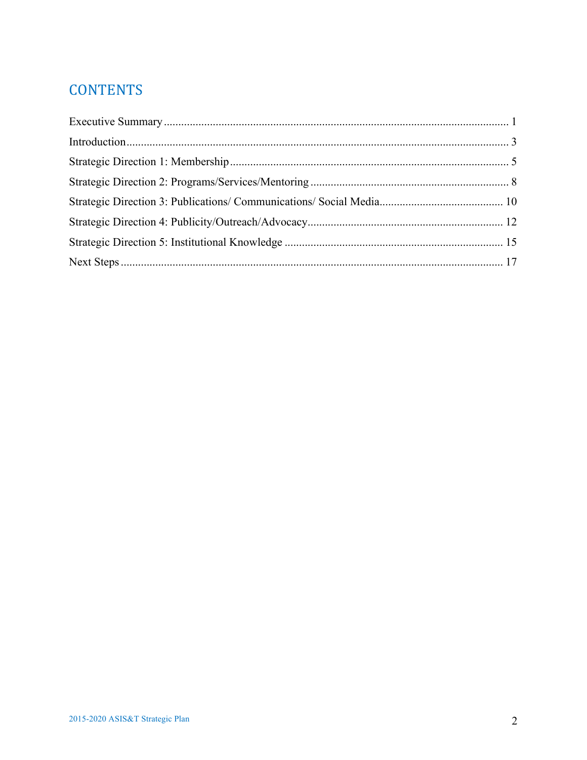## CONTENTS

Executive Summary ........................................................................................................................ 1

Introduction..................................................................................................................................... 3

Strategic Direction 1: Membership ................................................................................................ 5

Strategic Direction 2: Programs/Services/Mentoring ..................................................................... 8

Strategic Direction 3: Publications/ Communications/ Social Media........................................... 10

Strategic Direction 4: Publicity/Outreach/Advocacy.................................................................... 12

Strategic Direction 5: Institutional Knowledge ............................................................................ 15

Next Steps ..................................................................................................................................... 17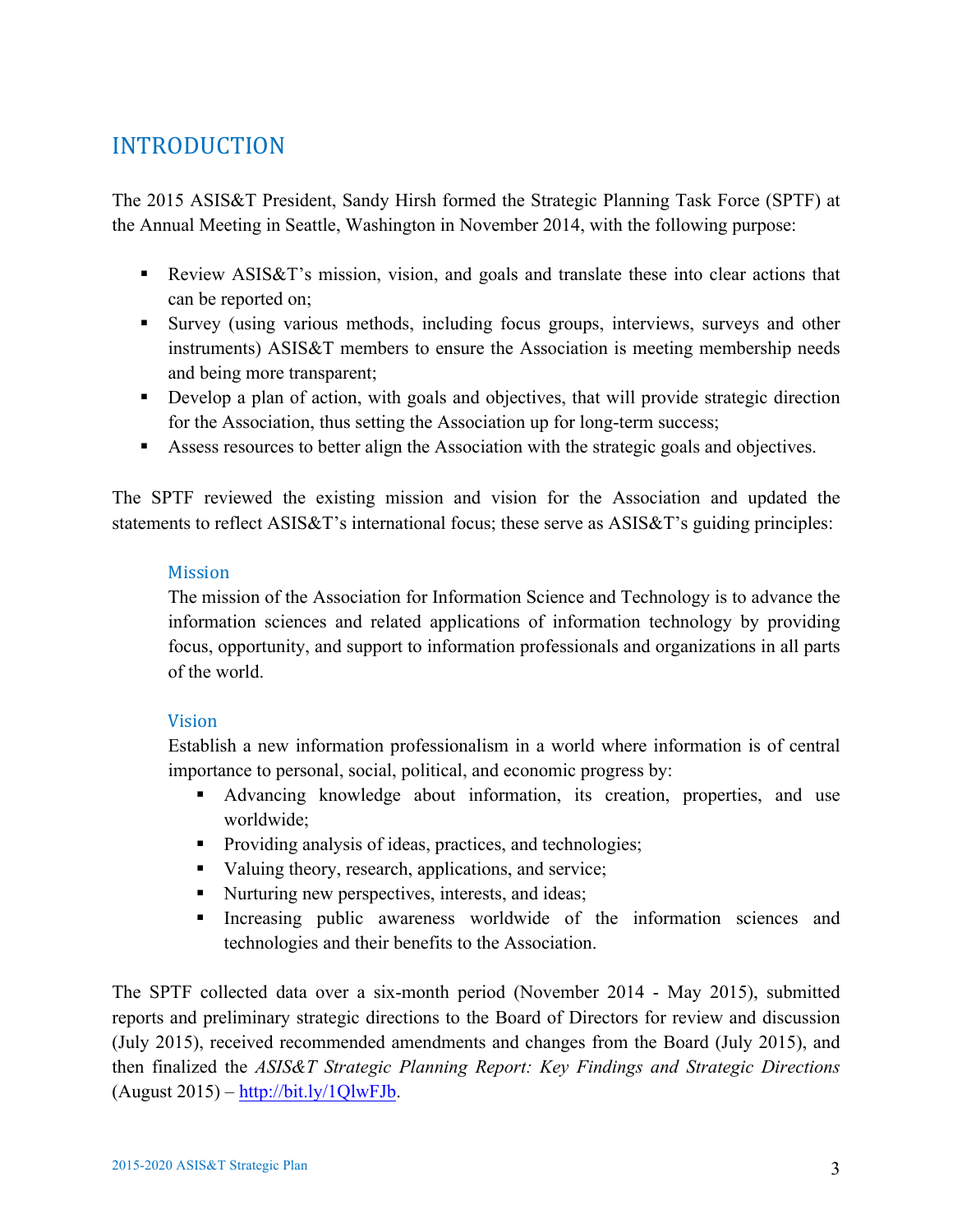# INTRODUCTION

The 2015 ASIS&T President, Sandy Hirsh formed the Strategic Planning Task Force (SPTF) at the Annual Meeting in Seattle, Washington in November 2014, with the following purpose:

- Review ASIS&T's mission, vision, and goals and translate these into clear actions that can be reported on;
- Survey (using various methods, including focus groups, interviews, surveys and other instruments) ASIS&T members to ensure the Association is meeting membership needs and being more transparent;
- Develop a plan of action, with goals and objectives, that will provide strategic direction for the Association, thus setting the Association up for long-term success;
- Assess resources to better align the Association with the strategic goals and objectives.

The SPTF reviewed the existing mission and vision for the Association and updated the statements to reflect ASIS&T's international focus; these serve as ASIS&T's guiding principles:

### Mission

The mission of the Association for Information Science and Technology is to advance the information sciences and related applications of information technology by providing focus, opportunity, and support to information professionals and organizations in all parts of the world.

### Vision

Establish a new information professionalism in a world where information is of central importance to personal, social, political, and economic progress by:

- Advancing knowledge about information, its creation, properties, and use worldwide;
- Providing analysis of ideas, practices, and technologies;
- Valuing theory, research, applications, and service;
- Nurturing new perspectives, interests, and ideas;
- Increasing public awareness worldwide of the information sciences and technologies and their benefits to the Association.

The SPTF collected data over a six-month period (November 2014 - May 2015), submitted reports and preliminary strategic directions to the Board of Directors for review and discussion (July 2015), received recommended amendments and changes from the Board (July 2015), and then finalized the *ASIS&T Strategic Planning Report: Key Findings and Strategic Directions* (August 2015) – http://bit.ly/1QlwFJb.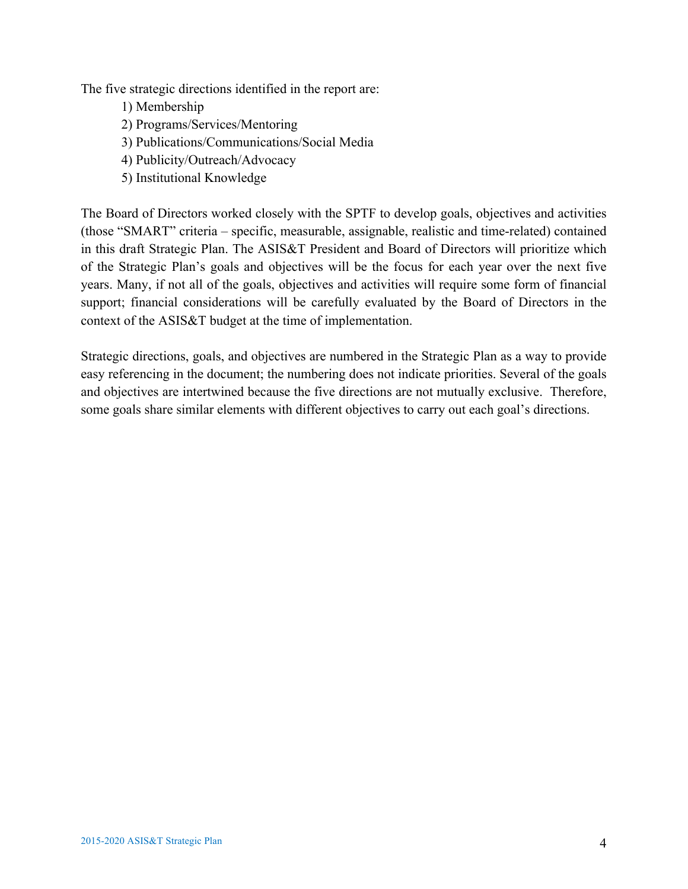The five strategic directions identified in the report are:

1) Membership
2) Programs/Services/Mentoring
3) Publications/Communications/Social Media
4) Publicity/Outreach/Advocacy
5) Institutional Knowledge

The Board of Directors worked closely with the SPTF to develop goals, objectives and activities (those "SMART" criteria – specific, measurable, assignable, realistic and time-related) contained in this draft Strategic Plan. The ASIS&T President and Board of Directors will prioritize which of the Strategic Plan's goals and objectives will be the focus for each year over the next five years. Many, if not all of the goals, objectives and activities will require some form of financial support; financial considerations will be carefully evaluated by the Board of Directors in the context of the ASIS&T budget at the time of implementation.

Strategic directions, goals, and objectives are numbered in the Strategic Plan as a way to provide easy referencing in the document; the numbering does not indicate priorities. Several of the goals and objectives are intertwined because the five directions are not mutually exclusive. Therefore, some goals share similar elements with different objectives to carry out each goal's directions.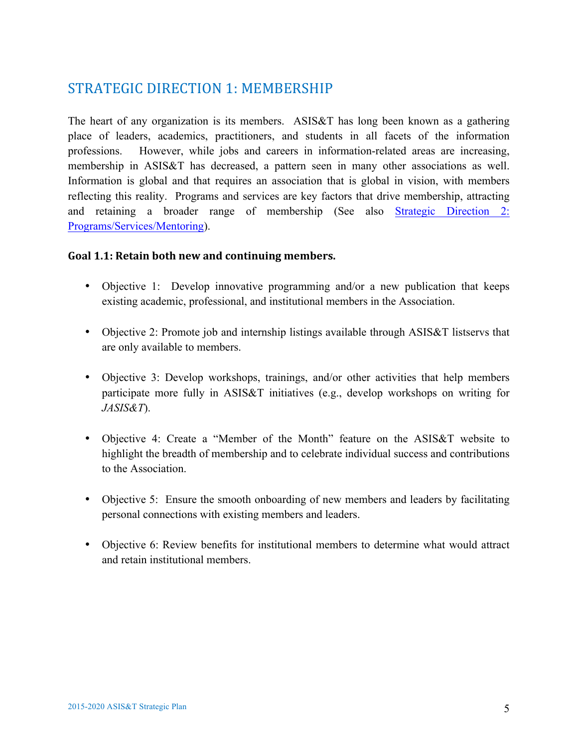## STRATEGIC DIRECTION 1: MEMBERSHIP

The heart of any organization is its members. ASIS&T has long been known as a gathering place of leaders, academics, practitioners, and students in all facets of the information professions. However, while jobs and careers in information-related areas are increasing, membership in ASIS&T has decreased, a pattern seen in many other associations as well. Information is global and that requires an association that is global in vision, with members reflecting this reality. Programs and services are key factors that drive membership, attracting and retaining a broader range of membership (See also Strategic Direction 2: Programs/Services/Mentoring).

**Goal 1.1: Retain both new and continuing members.**

- Objective 1: Develop innovative programming and/or a new publication that keeps existing academic, professional, and institutional members in the Association.
- Objective 2: Promote job and internship listings available through ASIS&T listservs that are only available to members.
- Objective 3: Develop workshops, trainings, and/or other activities that help members participate more fully in ASIS&T initiatives (e.g., develop workshops on writing for *JASIS&T*).
- Objective 4: Create a "Member of the Month" feature on the ASIS&T website to highlight the breadth of membership and to celebrate individual success and contributions to the Association.
- Objective 5: Ensure the smooth onboarding of new members and leaders by facilitating personal connections with existing members and leaders.
- Objective 6: Review benefits for institutional members to determine what would attract and retain institutional members.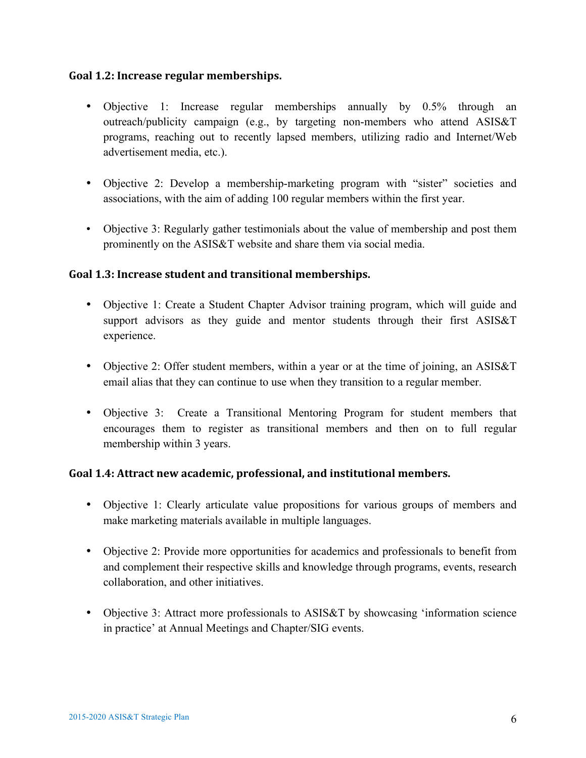### Goal 1.2: Increase regular memberships.

- Objective 1: Increase regular memberships annually by 0.5% through an outreach/publicity campaign (e.g., by targeting non-members who attend ASIS&T programs, reaching out to recently lapsed members, utilizing radio and Internet/Web advertisement media, etc.).

- Objective 2: Develop a membership-marketing program with "sister" societies and associations, with the aim of adding 100 regular members within the first year.

- Objective 3: Regularly gather testimonials about the value of membership and post them prominently on the ASIS&T website and share them via social media.

### Goal 1.3: Increase student and transitional memberships.

- Objective 1: Create a Student Chapter Advisor training program, which will guide and support advisors as they guide and mentor students through their first ASIS&T experience.

- Objective 2: Offer student members, within a year or at the time of joining, an ASIS&T email alias that they can continue to use when they transition to a regular member.

- Objective 3: Create a Transitional Mentoring Program for student members that encourages them to register as transitional members and then on to full regular membership within 3 years.

### Goal 1.4: Attract new academic, professional, and institutional members.

- Objective 1: Clearly articulate value propositions for various groups of members and make marketing materials available in multiple languages.

- Objective 2: Provide more opportunities for academics and professionals to benefit from and complement their respective skills and knowledge through programs, events, research collaboration, and other initiatives.

- Objective 3: Attract more professionals to ASIS&T by showcasing 'information science in practice' at Annual Meetings and Chapter/SIG events.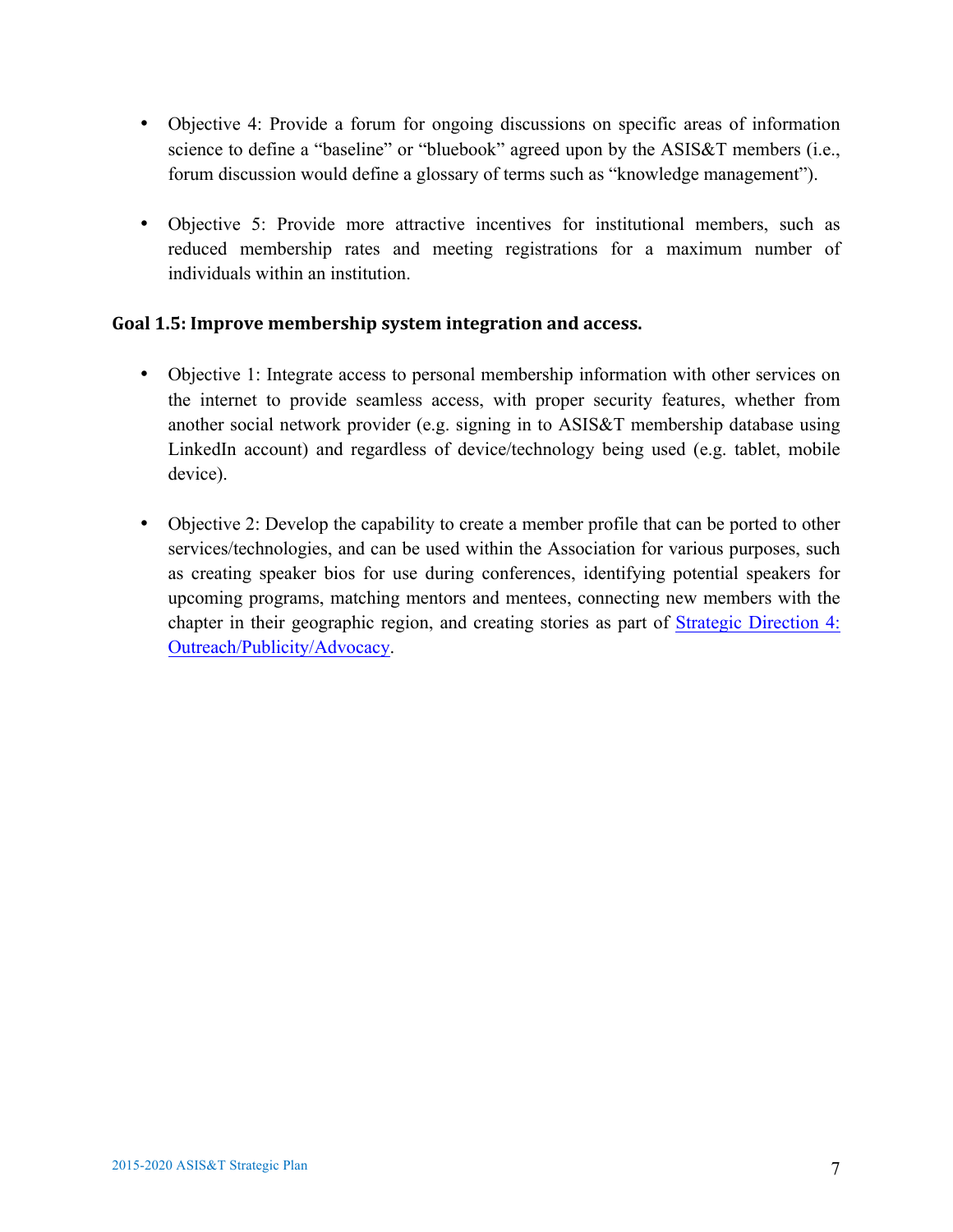- Objective 4: Provide a forum for ongoing discussions on specific areas of information science to define a "baseline" or "bluebook" agreed upon by the ASIS&T members (i.e., forum discussion would define a glossary of terms such as "knowledge management").

- Objective 5: Provide more attractive incentives for institutional members, such as reduced membership rates and meeting registrations for a maximum number of individuals within an institution.

### Goal 1.5: Improve membership system integration and access.

- Objective 1: Integrate access to personal membership information with other services on the internet to provide seamless access, with proper security features, whether from another social network provider (e.g. signing in to ASIS&T membership database using LinkedIn account) and regardless of device/technology being used (e.g. tablet, mobile device).

- Objective 2: Develop the capability to create a member profile that can be ported to other services/technologies, and can be used within the Association for various purposes, such as creating speaker bios for use during conferences, identifying potential speakers for upcoming programs, matching mentors and mentees, connecting new members with the chapter in their geographic region, and creating stories as part of Strategic Direction 4: Outreach/Publicity/Advocacy.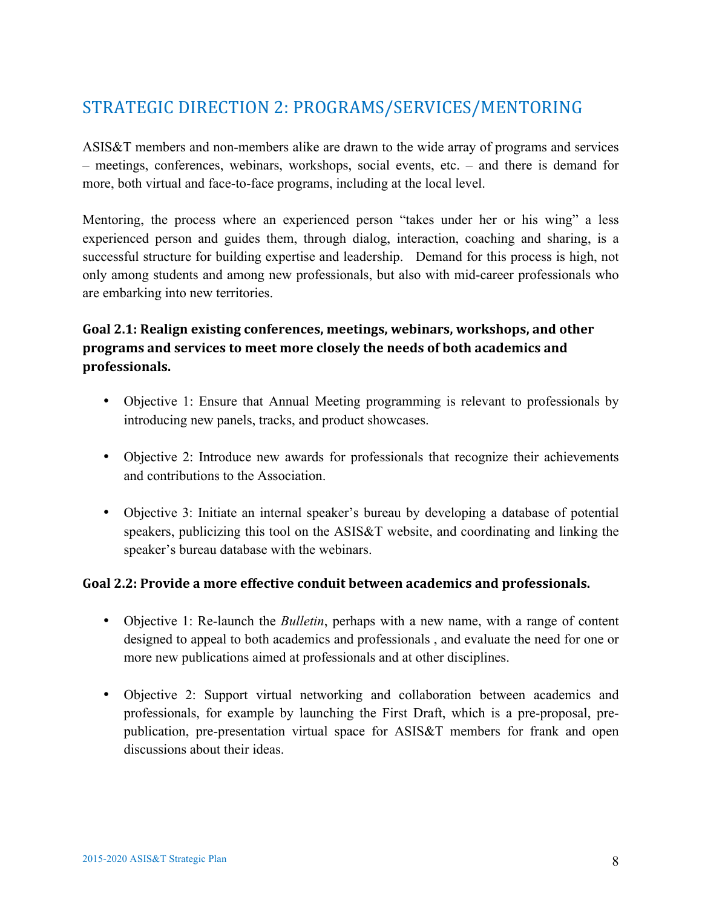## STRATEGIC DIRECTION 2: PROGRAMS/SERVICES/MENTORING

ASIS&T members and non-members alike are drawn to the wide array of programs and services – meetings, conferences, webinars, workshops, social events, etc. – and there is demand for more, both virtual and face-to-face programs, including at the local level.

Mentoring, the process where an experienced person "takes under her or his wing" a less experienced person and guides them, through dialog, interaction, coaching and sharing, is a successful structure for building expertise and leadership. Demand for this process is high, not only among students and among new professionals, but also with mid-career professionals who are embarking into new territories.

### Goal 2.1: Realign existing conferences, meetings, webinars, workshops, and other programs and services to meet more closely the needs of both academics and professionals.

- Objective 1: Ensure that Annual Meeting programming is relevant to professionals by introducing new panels, tracks, and product showcases.
- Objective 2: Introduce new awards for professionals that recognize their achievements and contributions to the Association.
- Objective 3: Initiate an internal speaker's bureau by developing a database of potential speakers, publicizing this tool on the ASIS&T website, and coordinating and linking the speaker's bureau database with the webinars.

### Goal 2.2: Provide a more effective conduit between academics and professionals.

- Objective 1: Re-launch the *Bulletin*, perhaps with a new name, with a range of content designed to appeal to both academics and professionals , and evaluate the need for one or more new publications aimed at professionals and at other disciplines.
- Objective 2: Support virtual networking and collaboration between academics and professionals, for example by launching the First Draft, which is a pre-proposal, pre-publication, pre-presentation virtual space for ASIS&T members for frank and open discussions about their ideas.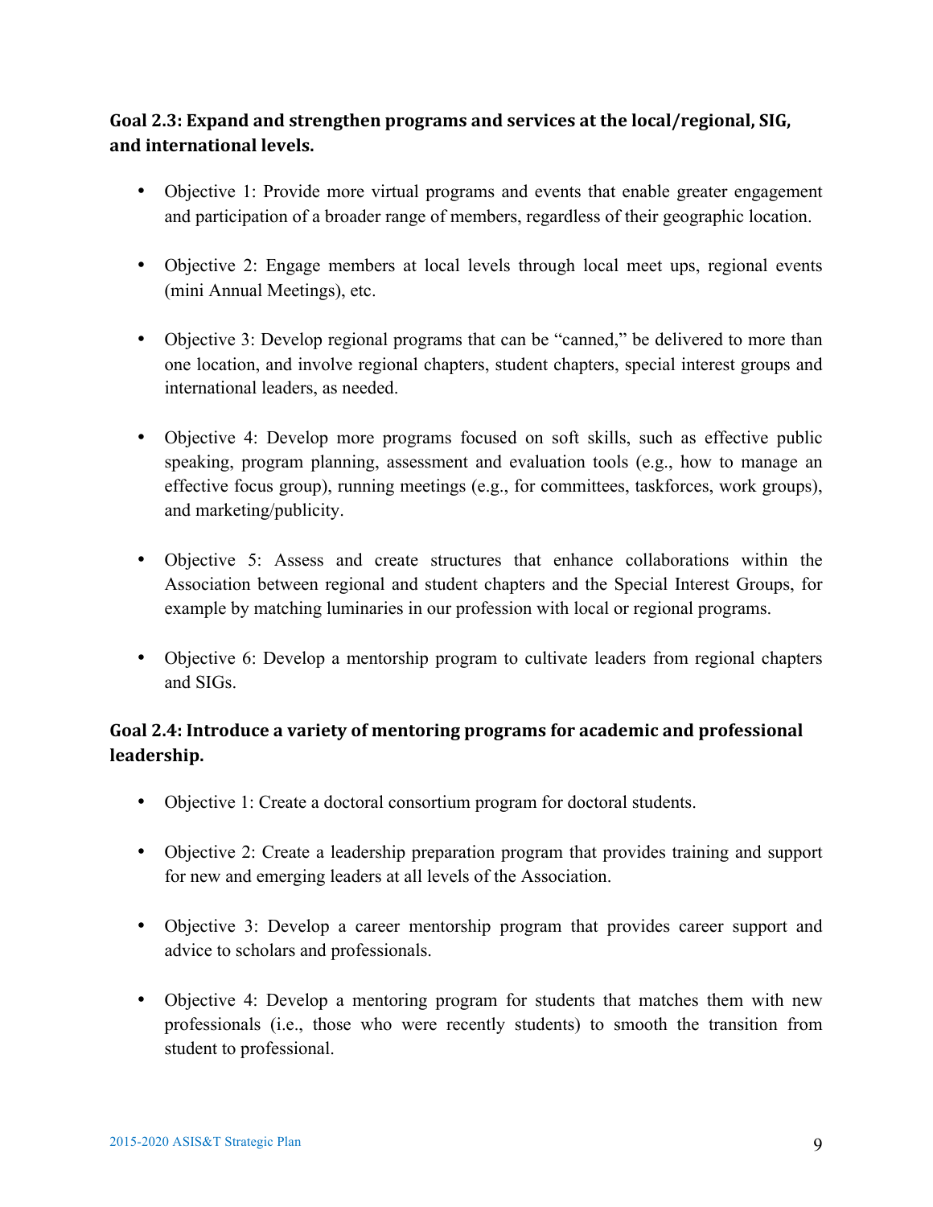**Goal 2.3: Expand and strengthen programs and services at the local/regional, SIG, and international levels.**

- Objective 1: Provide more virtual programs and events that enable greater engagement and participation of a broader range of members, regardless of their geographic location.
- Objective 2: Engage members at local levels through local meet ups, regional events (mini Annual Meetings), etc.
- Objective 3: Develop regional programs that can be "canned," be delivered to more than one location, and involve regional chapters, student chapters, special interest groups and international leaders, as needed.
- Objective 4: Develop more programs focused on soft skills, such as effective public speaking, program planning, assessment and evaluation tools (e.g., how to manage an effective focus group), running meetings (e.g., for committees, taskforces, work groups), and marketing/publicity.
- Objective 5: Assess and create structures that enhance collaborations within the Association between regional and student chapters and the Special Interest Groups, for example by matching luminaries in our profession with local or regional programs.
- Objective 6: Develop a mentorship program to cultivate leaders from regional chapters and SIGs.

**Goal 2.4: Introduce a variety of mentoring programs for academic and professional leadership.**

- Objective 1: Create a doctoral consortium program for doctoral students.
- Objective 2: Create a leadership preparation program that provides training and support for new and emerging leaders at all levels of the Association.
- Objective 3: Develop a career mentorship program that provides career support and advice to scholars and professionals.
- Objective 4: Develop a mentoring program for students that matches them with new professionals (i.e., those who were recently students) to smooth the transition from student to professional.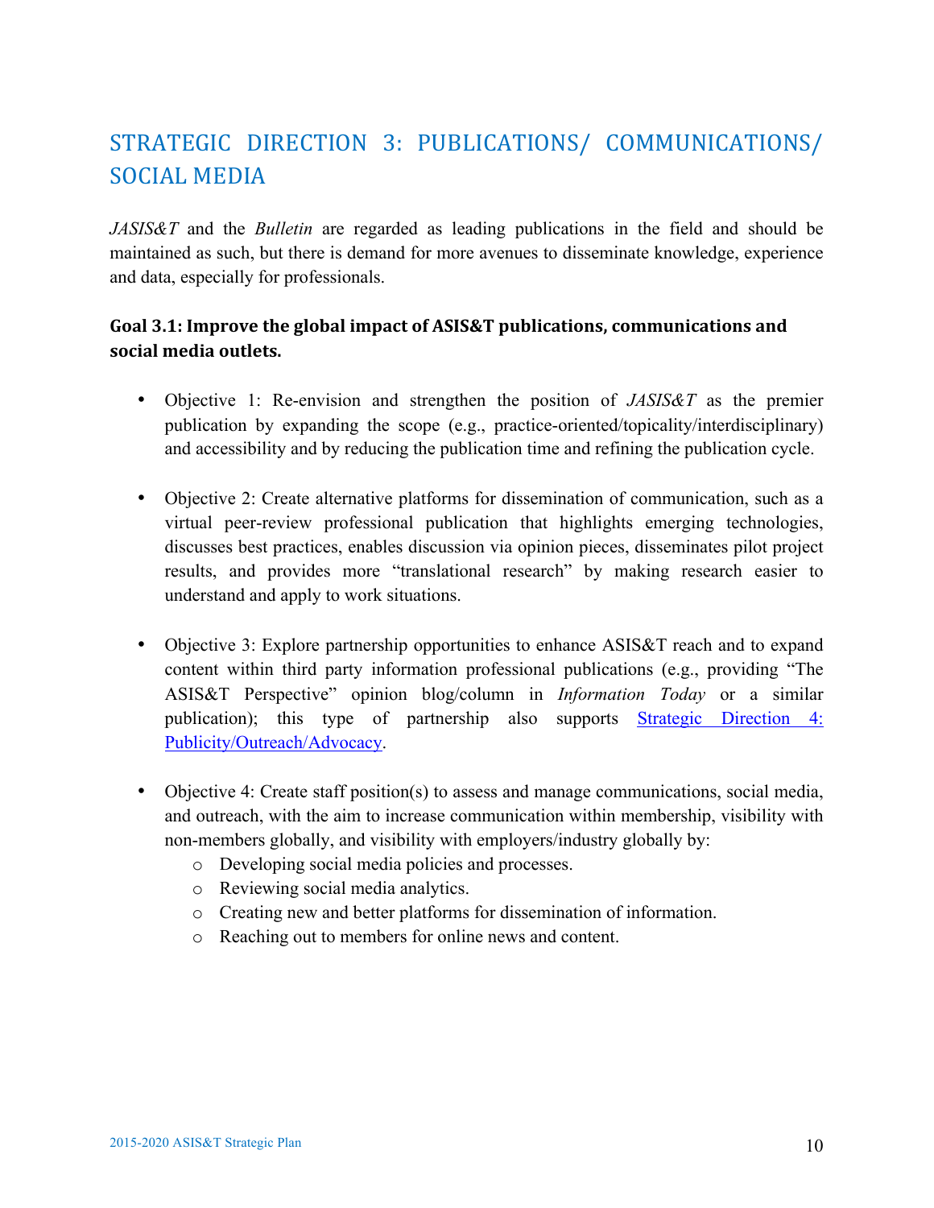## STRATEGIC DIRECTION 3: PUBLICATIONS/ COMMUNICATIONS/ SOCIAL MEDIA

*JASIS&T* and the *Bulletin* are regarded as leading publications in the field and should be maintained as such, but there is demand for more avenues to disseminate knowledge, experience and data, especially for professionals.

### Goal 3.1: Improve the global impact of ASIS&T publications, communications and social media outlets.

- Objective 1: Re-envision and strengthen the position of *JASIS&T* as the premier publication by expanding the scope (e.g., practice-oriented/topicality/interdisciplinary) and accessibility and by reducing the publication time and refining the publication cycle.

- Objective 2: Create alternative platforms for dissemination of communication, such as a virtual peer-review professional publication that highlights emerging technologies, discusses best practices, enables discussion via opinion pieces, disseminates pilot project results, and provides more "translational research" by making research easier to understand and apply to work situations.

- Objective 3: Explore partnership opportunities to enhance ASIS&T reach and to expand content within third party information professional publications (e.g., providing "The ASIS&T Perspective" opinion blog/column in *Information Today* or a similar publication); this type of partnership also supports Strategic Direction 4: Publicity/Outreach/Advocacy.

- Objective 4: Create staff position(s) to assess and manage communications, social media, and outreach, with the aim to increase communication within membership, visibility with non-members globally, and visibility with employers/industry globally by:
  - Developing social media policies and processes.
  - Reviewing social media analytics.
  - Creating new and better platforms for dissemination of information.
  - Reaching out to members for online news and content.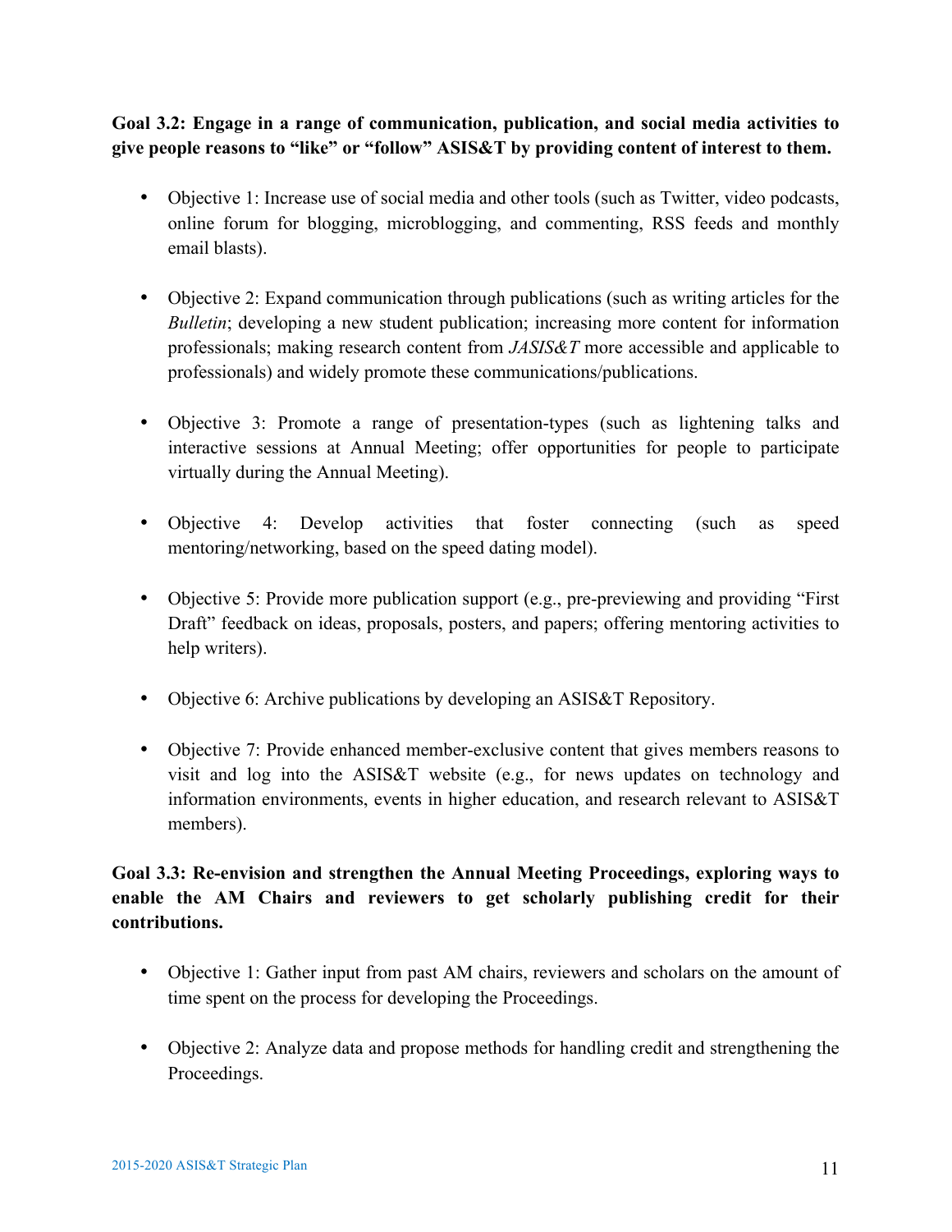**Goal 3.2: Engage in a range of communication, publication, and social media activities to give people reasons to "like" or "follow" ASIS&T by providing content of interest to them.**

- Objective 1: Increase use of social media and other tools (such as Twitter, video podcasts, online forum for blogging, microblogging, and commenting, RSS feeds and monthly email blasts).

- Objective 2: Expand communication through publications (such as writing articles for the *Bulletin*; developing a new student publication; increasing more content for information professionals; making research content from *JASIS&T* more accessible and applicable to professionals) and widely promote these communications/publications.

- Objective 3: Promote a range of presentation-types (such as lightening talks and interactive sessions at Annual Meeting; offer opportunities for people to participate virtually during the Annual Meeting).

- Objective 4: Develop activities that foster connecting (such as speed mentoring/networking, based on the speed dating model).

- Objective 5: Provide more publication support (e.g., pre-previewing and providing "First Draft" feedback on ideas, proposals, posters, and papers; offering mentoring activities to help writers).

- Objective 6: Archive publications by developing an ASIS&T Repository.

- Objective 7: Provide enhanced member-exclusive content that gives members reasons to visit and log into the ASIS&T website (e.g., for news updates on technology and information environments, events in higher education, and research relevant to ASIS&T members).

**Goal 3.3: Re-envision and strengthen the Annual Meeting Proceedings, exploring ways to enable the AM Chairs and reviewers to get scholarly publishing credit for their contributions.**

- Objective 1: Gather input from past AM chairs, reviewers and scholars on the amount of time spent on the process for developing the Proceedings.

- Objective 2: Analyze data and propose methods for handling credit and strengthening the Proceedings.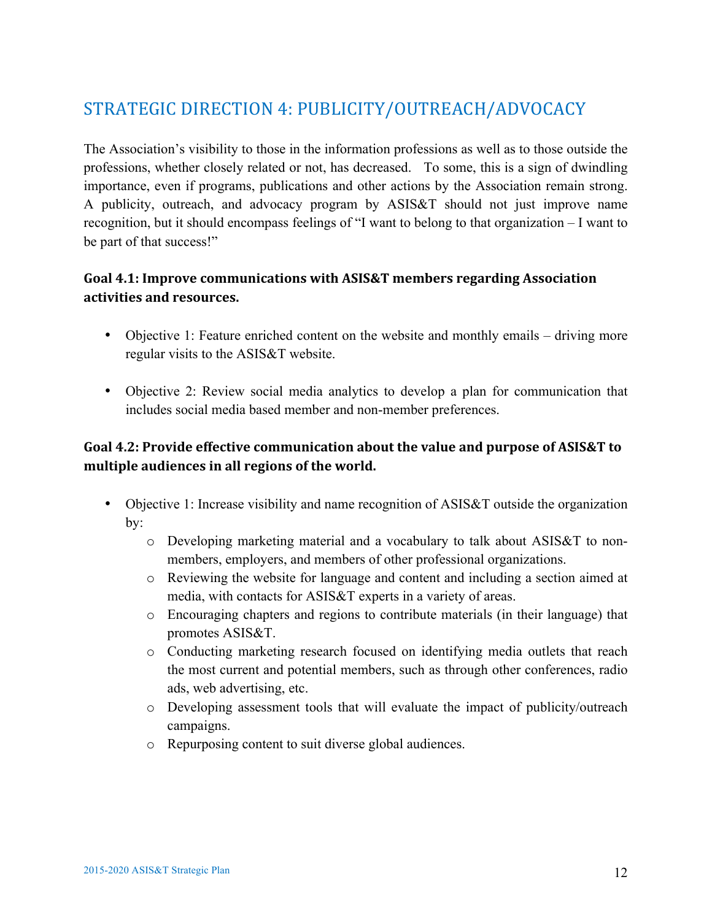## STRATEGIC DIRECTION 4: PUBLICITY/OUTREACH/ADVOCACY

The Association's visibility to those in the information professions as well as to those outside the professions, whether closely related or not, has decreased. To some, this is a sign of dwindling importance, even if programs, publications and other actions by the Association remain strong. A publicity, outreach, and advocacy program by ASIS&T should not just improve name recognition, but it should encompass feelings of "I want to belong to that organization – I want to be part of that success!"

### Goal 4.1: Improve communications with ASIS&T members regarding Association activities and resources.

- Objective 1: Feature enriched content on the website and monthly emails – driving more regular visits to the ASIS&T website.
- Objective 2: Review social media analytics to develop a plan for communication that includes social media based member and non-member preferences.

### Goal 4.2: Provide effective communication about the value and purpose of ASIS&T to multiple audiences in all regions of the world.

- Objective 1: Increase visibility and name recognition of ASIS&T outside the organization by:
  - Developing marketing material and a vocabulary to talk about ASIS&T to non-members, employers, and members of other professional organizations.
  - Reviewing the website for language and content and including a section aimed at media, with contacts for ASIS&T experts in a variety of areas.
  - Encouraging chapters and regions to contribute materials (in their language) that promotes ASIS&T.
  - Conducting marketing research focused on identifying media outlets that reach the most current and potential members, such as through other conferences, radio ads, web advertising, etc.
  - Developing assessment tools that will evaluate the impact of publicity/outreach campaigns.
  - Repurposing content to suit diverse global audiences.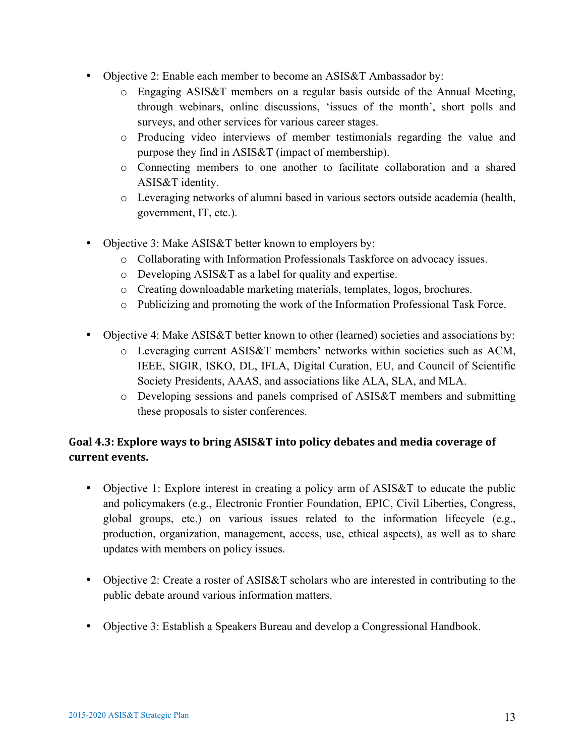- Objective 2: Enable each member to become an ASIS&T Ambassador by:
  - Engaging ASIS&T members on a regular basis outside of the Annual Meeting, through webinars, online discussions, 'issues of the month', short polls and surveys, and other services for various career stages.
  - Producing video interviews of member testimonials regarding the value and purpose they find in ASIS&T (impact of membership).
  - Connecting members to one another to facilitate collaboration and a shared ASIS&T identity.
  - Leveraging networks of alumni based in various sectors outside academia (health, government, IT, etc.).

- Objective 3: Make ASIS&T better known to employers by:
  - Collaborating with Information Professionals Taskforce on advocacy issues.
  - Developing ASIS&T as a label for quality and expertise.
  - Creating downloadable marketing materials, templates, logos, brochures.
  - Publicizing and promoting the work of the Information Professional Task Force.

- Objective 4: Make ASIS&T better known to other (learned) societies and associations by:
  - Leveraging current ASIS&T members' networks within societies such as ACM, IEEE, SIGIR, ISKO, DL, IFLA, Digital Curation, EU, and Council of Scientific Society Presidents, AAAS, and associations like ALA, SLA, and MLA.
  - Developing sessions and panels comprised of ASIS&T members and submitting these proposals to sister conferences.

### Goal 4.3: Explore ways to bring ASIS&T into policy debates and media coverage of current events.

- Objective 1: Explore interest in creating a policy arm of ASIS&T to educate the public and policymakers (e.g., Electronic Frontier Foundation, EPIC, Civil Liberties, Congress, global groups, etc.) on various issues related to the information lifecycle (e.g., production, organization, management, access, use, ethical aspects), as well as to share updates with members on policy issues.

- Objective 2: Create a roster of ASIS&T scholars who are interested in contributing to the public debate around various information matters.

- Objective 3: Establish a Speakers Bureau and develop a Congressional Handbook.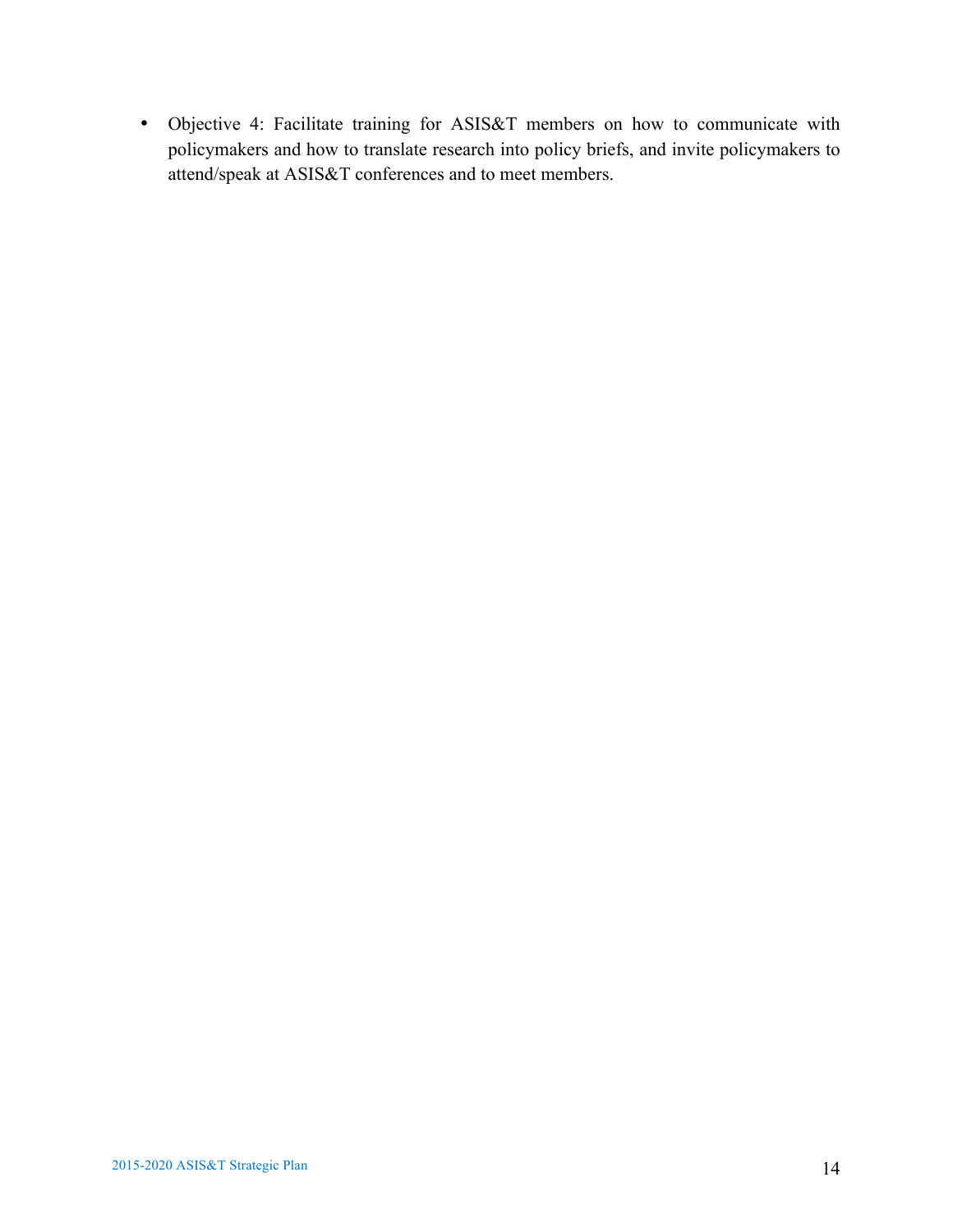- Objective 4: Facilitate training for ASIS&T members on how to communicate with policymakers and how to translate research into policy briefs, and invite policymakers to attend/speak at ASIS&T conferences and to meet members.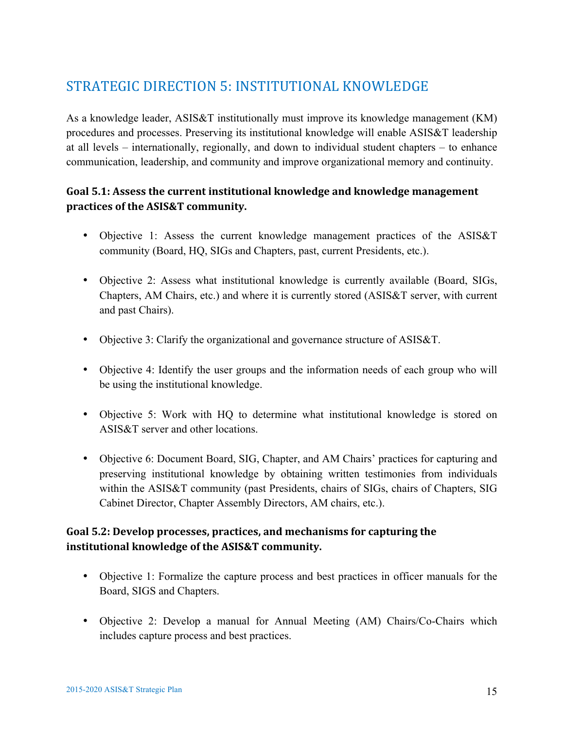## STRATEGIC DIRECTION 5: INSTITUTIONAL KNOWLEDGE

As a knowledge leader, ASIS&T institutionally must improve its knowledge management (KM) procedures and processes. Preserving its institutional knowledge will enable ASIS&T leadership at all levels – internationally, regionally, and down to individual student chapters – to enhance communication, leadership, and community and improve organizational memory and continuity.

### Goal 5.1: Assess the current institutional knowledge and knowledge management practices of the ASIS&T community.

- Objective 1: Assess the current knowledge management practices of the ASIS&T community (Board, HQ, SIGs and Chapters, past, current Presidents, etc.).
- Objective 2: Assess what institutional knowledge is currently available (Board, SIGs, Chapters, AM Chairs, etc.) and where it is currently stored (ASIS&T server, with current and past Chairs).
- Objective 3: Clarify the organizational and governance structure of ASIS&T.
- Objective 4: Identify the user groups and the information needs of each group who will be using the institutional knowledge.
- Objective 5: Work with HQ to determine what institutional knowledge is stored on ASIS&T server and other locations.
- Objective 6: Document Board, SIG, Chapter, and AM Chairs' practices for capturing and preserving institutional knowledge by obtaining written testimonies from individuals within the ASIS&T community (past Presidents, chairs of SIGs, chairs of Chapters, SIG Cabinet Director, Chapter Assembly Directors, AM chairs, etc.).

### Goal 5.2: Develop processes, practices, and mechanisms for capturing the institutional knowledge of the ASIS&T community.

- Objective 1: Formalize the capture process and best practices in officer manuals for the Board, SIGS and Chapters.
- Objective 2: Develop a manual for Annual Meeting (AM) Chairs/Co-Chairs which includes capture process and best practices.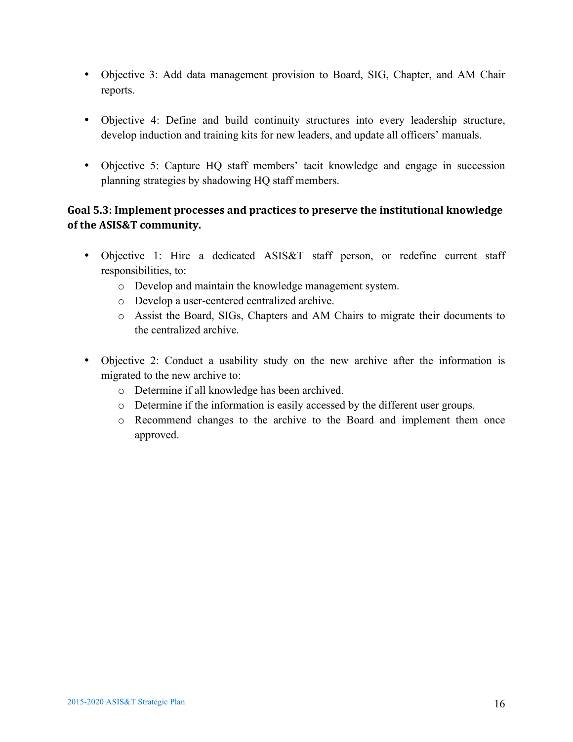- Objective 3: Add data management provision to Board, SIG, Chapter, and AM Chair reports.

- Objective 4: Define and build continuity structures into every leadership structure, develop induction and training kits for new leaders, and update all officers' manuals.

- Objective 5: Capture HQ staff members' tacit knowledge and engage in succession planning strategies by shadowing HQ staff members.

### Goal 5.3: Implement processes and practices to preserve the institutional knowledge of the ASIS&T community.

- Objective 1: Hire a dedicated ASIS&T staff person, or redefine current staff responsibilities, to:
  - Develop and maintain the knowledge management system.
  - Develop a user-centered centralized archive.
  - Assist the Board, SIGs, Chapters and AM Chairs to migrate their documents to the centralized archive.

- Objective 2: Conduct a usability study on the new archive after the information is migrated to the new archive to:
  - Determine if all knowledge has been archived.
  - Determine if the information is easily accessed by the different user groups.
  - Recommend changes to the archive to the Board and implement them once approved.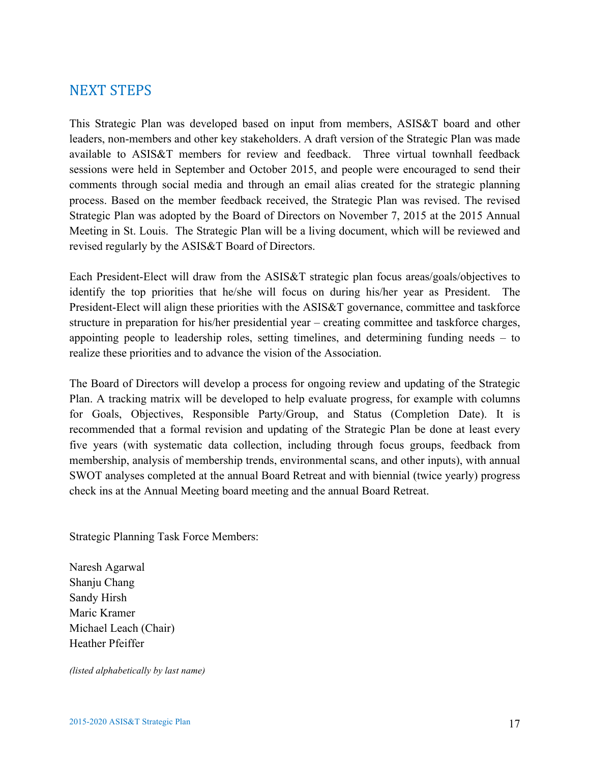## NEXT STEPS

This Strategic Plan was developed based on input from members, ASIS&T board and other leaders, non-members and other key stakeholders. A draft version of the Strategic Plan was made available to ASIS&T members for review and feedback. Three virtual townhall feedback sessions were held in September and October 2015, and people were encouraged to send their comments through social media and through an email alias created for the strategic planning process. Based on the member feedback received, the Strategic Plan was revised. The revised Strategic Plan was adopted by the Board of Directors on November 7, 2015 at the 2015 Annual Meeting in St. Louis. The Strategic Plan will be a living document, which will be reviewed and revised regularly by the ASIS&T Board of Directors.

Each President-Elect will draw from the ASIS&T strategic plan focus areas/goals/objectives to identify the top priorities that he/she will focus on during his/her year as President. The President-Elect will align these priorities with the ASIS&T governance, committee and taskforce structure in preparation for his/her presidential year – creating committee and taskforce charges, appointing people to leadership roles, setting timelines, and determining funding needs – to realize these priorities and to advance the vision of the Association.

The Board of Directors will develop a process for ongoing review and updating of the Strategic Plan. A tracking matrix will be developed to help evaluate progress, for example with columns for Goals, Objectives, Responsible Party/Group, and Status (Completion Date). It is recommended that a formal revision and updating of the Strategic Plan be done at least every five years (with systematic data collection, including through focus groups, feedback from membership, analysis of membership trends, environmental scans, and other inputs), with annual SWOT analyses completed at the annual Board Retreat and with biennial (twice yearly) progress check ins at the Annual Meeting board meeting and the annual Board Retreat.

Strategic Planning Task Force Members:

Naresh Agarwal
Shanju Chang
Sandy Hirsh
Maric Kramer
Michael Leach (Chair)
Heather Pfeiffer

*(listed alphabetically by last name)*